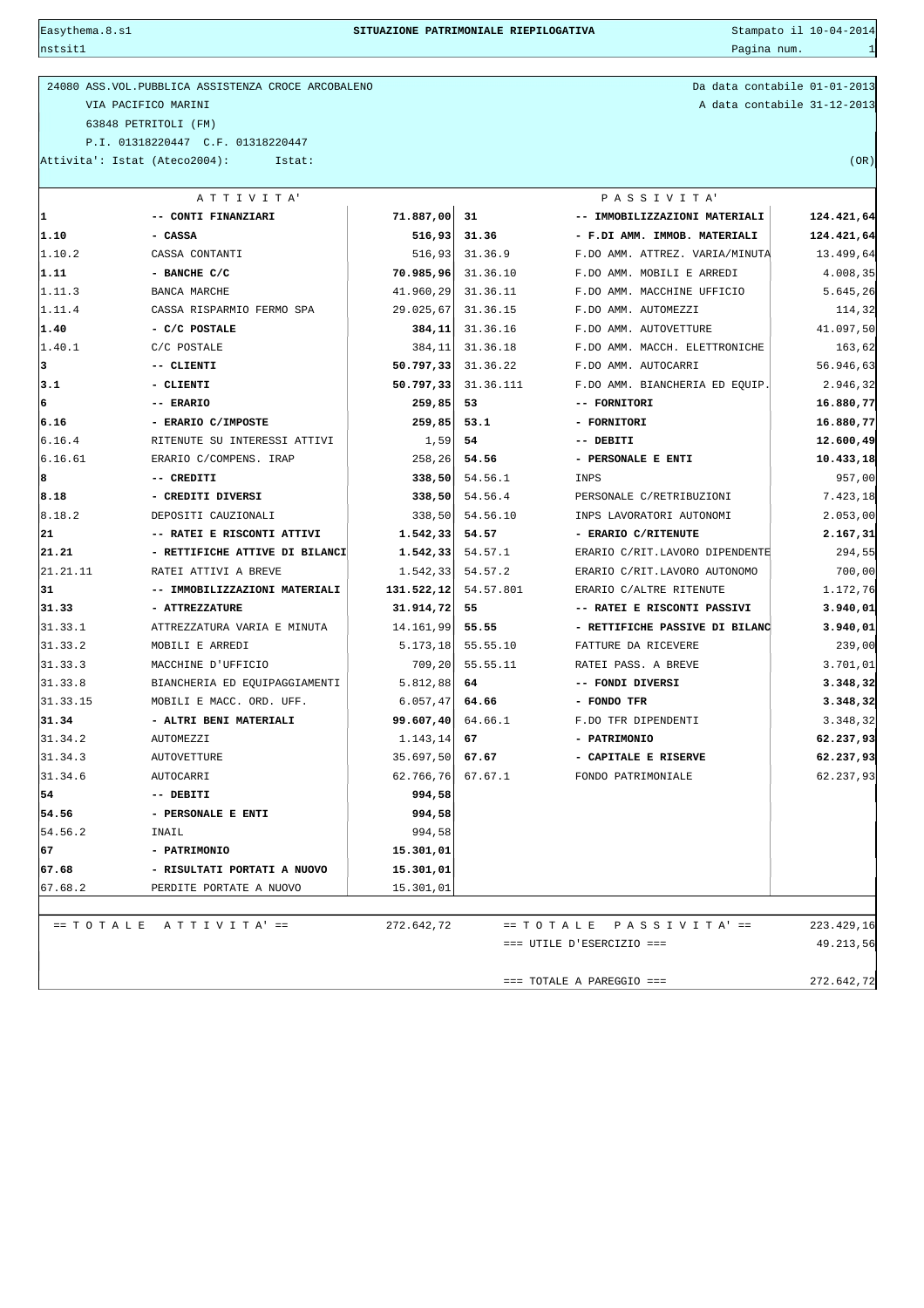# SITUAZIONE PATRIMONIALE RIEPILOGATIVA

24080 ASS.VOL.PUBBLICA ASSISTENZA CROCE ARCOBALENO
VIA PACIFICO MARINI
63848 PETRITOLI (FM)
P.I. 01318220447 C.F. 01318220447
Attivita': Istat (Ateco2004): Istat:

Da data contabile 01-01-2013
A data contabile 31-12-2013
(OR)

| A T T I V I T A' | | | P A S S I V I T A' | | |
|---|---|---|---|---|---|
| **1** | **-- CONTI FINANZIARI** | **71.887,00** | **31** | **-- IMMOBILIZZAZIONI MATERIALI** | **124.421,64** |
| **1.10** | **- CASSA** | **516,93** | **31.36** | **- F.DI AMM. IMMOB. MATERIALI** | **124.421,64** |
| 1.10.2 | CASSA CONTANTI | 516,93 | 31.36.9 | F.DO AMM. ATTREZ. VARIA/MINUTA | 13.499,64 |
| **1.11** | **- BANCHE C/C** | **70.985,96** | 31.36.10 | F.DO AMM. MOBILI E ARREDI | 4.008,35 |
| 1.11.3 | BANCA MARCHE | 41.960,29 | 31.36.11 | F.DO AMM. MACCHINE UFFICIO | 5.645,26 |
| 1.11.4 | CASSA RISPARMIO FERMO SPA | 29.025,67 | 31.36.15 | F.DO AMM. AUTOMEZZI | 114,32 |
| **1.40** | **- C/C POSTALE** | **384,11** | 31.36.16 | F.DO AMM. AUTOVETTURE | 41.097,50 |
| 1.40.1 | C/C POSTALE | 384,11 | 31.36.18 | F.DO AMM. MACCH. ELETTRONICHE | 163,62 |
| **3** | **-- CLIENTI** | **50.797,33** | 31.36.22 | F.DO AMM. AUTOCARRI | 56.946,63 |
| **3.1** | **- CLIENTI** | **50.797,33** | 31.36.111 | F.DO AMM. BIANCHERIA ED EQUIP. | 2.946,32 |
| **6** | **-- ERARIO** | **259,85** | **53** | **-- FORNITORI** | **16.880,77** |
| **6.16** | **- ERARIO C/IMPOSTE** | **259,85** | **53.1** | **- FORNITORI** | **16.880,77** |
| 6.16.4 | RITENUTE SU INTERESSI ATTIVI | 1,59 | **54** | **-- DEBITI** | **12.600,49** |
| 6.16.61 | ERARIO C/COMPENS. IRAP | 258,26 | **54.56** | **- PERSONALE E ENTI** | **10.433,18** |
| **8** | **-- CREDITI** | **338,50** | 54.56.1 | INPS | 957,00 |
| **8.18** | **- CREDITI DIVERSI** | **338,50** | 54.56.4 | PERSONALE C/RETRIBUZIONI | 7.423,18 |
| 8.18.2 | DEPOSITI CAUZIONALI | 338,50 | 54.56.10 | INPS LAVORATORI AUTONOMI | 2.053,00 |
| **21** | **-- RATEI E RISCONTI ATTIVI** | **1.542,33** | **54.57** | **- ERARIO C/RITENUTE** | **2.167,31** |
| **21.21** | **- RETTIFICHE ATTIVE DI BILANCI** | **1.542,33** | 54.57.1 | ERARIO C/RIT.LAVORO DIPENDENTE | 294,55 |
| 21.21.11 | RATEI ATTIVI A BREVE | 1.542,33 | 54.57.2 | ERARIO C/RIT.LAVORO AUTONOMO | 700,00 |
| **31** | **-- IMMOBILIZZAZIONI MATERIALI** | **131.522,12** | 54.57.801 | ERARIO C/ALTRE RITENUTE | 1.172,76 |
| **31.33** | **- ATTREZZATURE** | **31.914,72** | **55** | **-- RATEI E RISCONTI PASSIVI** | **3.940,01** |
| 31.33.1 | ATTREZZATURA VARIA E MINUTA | 14.161,99 | **55.55** | **- RETTIFICHE PASSIVE DI BILANC** | **3.940,01** |
| 31.33.2 | MOBILI E ARREDI | 5.173,18 | 55.55.10 | FATTURE DA RICEVERE | 239,00 |
| 31.33.3 | MACCHINE D'UFFICIO | 709,20 | 55.55.11 | RATEI PASS. A BREVE | 3.701,01 |
| 31.33.8 | BIANCHERIA ED EQUIPAGGIAMENTI | 5.812,88 | **64** | **-- FONDI DIVERSI** | **3.348,32** |
| 31.33.15 | MOBILI E MACC. ORD. UFF. | 6.057,47 | **64.66** | **- FONDO TFR** | **3.348,32** |
| **31.34** | **- ALTRI BENI MATERIALI** | **99.607,40** | 64.66.1 | F.DO TFR DIPENDENTI | 3.348,32 |
| 31.34.2 | AUTOMEZZI | 1.143,14 | **67** | **- PATRIMONIO** | **62.237,93** |
| 31.34.3 | AUTOVETTURE | 35.697,50 | **67.67** | **- CAPITALE E RISERVE** | **62.237,93** |
| 31.34.6 | AUTOCARRI | 62.766,76 | 67.67.1 | FONDO PATRIMONIALE | 62.237,93 |
| **54** | **-- DEBITI** | **994,58** | | | |
| **54.56** | **- PERSONALE E ENTI** | **994,58** | | | |
| 54.56.2 | INAIL | 994,58 | | | |
| **67** | **- PATRIMONIO** | **15.301,01** | | | |
| **67.68** | **- RISULTATI PORTATI A NUOVO** | **15.301,01** | | | |
| 67.68.2 | PERDITE PORTATE A NUOVO | 15.301,01 | | | |
| == T O T A L E | A T T I V I T A' == | 272.642,72 | | == T O T A L E P A S S I V I T A' == | 223.429,16 |
| | | | | === UTILE D'ESERCIZIO === | 49.213,56 |
| | | | | === TOTALE A PAREGGIO === | 272.642,72 |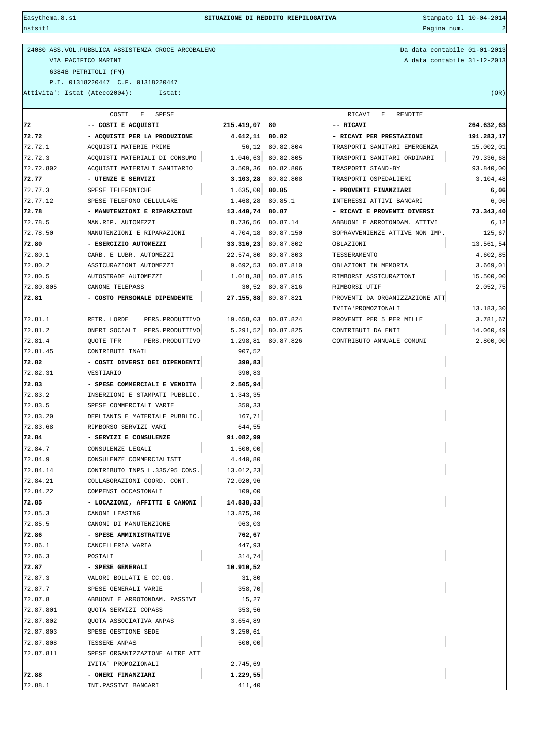**SITUAZIONE DI REDDITO RIEPILOGATIVA**

24080 ASS.VOL.PUBBLICA ASSISTENZA CROCE ARCOBALENO
VIA PACIFICO MARINI
63848 PETRITOLI (FM)
P.I. 01318220447 C.F. 01318220447
Attivita': Istat (Ateco2004): Istat:

Da data contabile 01-01-2013
A data contabile 31-12-2013
(OR)

| | COSTI E SPESE | | | RICAVI E RENDITE | |
|---|---|---|---|---|---|
| **72** | **-- COSTI E ACQUISTI** | **215.419,07** | **80** | **-- RICAVI** | **264.632,63** |
| **72.72** | **- ACQUISTI PER LA PRODUZIONE** | **4.612,11** | **80.82** | **- RICAVI PER PRESTAZIONI** | **191.283,17** |
| 72.72.1 | ACQUISTI MATERIE PRIME | 56,12 | 80.82.804 | TRASPORTI SANITARI EMERGENZA | 15.002,01 |
| 72.72.3 | ACQUISTI MATERIALI DI CONSUMO | 1.046,63 | 80.82.805 | TRASPORTI SANITARI ORDINARI | 79.336,68 |
| 72.72.802 | ACQUISTI MATERIALI SANITARIO | 3.509,36 | 80.82.806 | TRASPORTI STAND-BY | 93.840,00 |
| **72.77** | **- UTENZE E SERVIZI** | **3.103,28** | 80.82.808 | TRASPORTI OSPEDALIERI | 3.104,48 |
| 72.77.3 | SPESE TELEFONICHE | 1.635,00 | **80.85** | **- PROVENTI FINANZIARI** | **6,06** |
| 72.77.12 | SPESE TELEFONO CELLULARE | 1.468,28 | 80.85.1 | INTERESSI ATTIVI BANCARI | 6,06 |
| **72.78** | **- MANUTENZIONI E RIPARAZIONI** | **13.440,74** | **80.87** | **- RICAVI E PROVENTI DIVERSI** | **73.343,40** |
| 72.78.5 | MAN.RIP. AUTOMEZZI | 8.736,56 | 80.87.14 | ABBUONI E ARROTONDAM. ATTIVI | 6,12 |
| 72.78.50 | MANUTENZIONI E RIPARAZIONI | 4.704,18 | 80.87.150 | SOPRAVVENIENZE ATTIVE NON IMP. | 125,67 |
| **72.80** | **- ESERCIZIO AUTOMEZZI** | **33.316,23** | 80.87.802 | OBLAZIONI | 13.561,54 |
| 72.80.1 | CARB. E LUBR. AUTOMEZZI | 22.574,80 | 80.87.803 | TESSERAMENTO | 4.602,85 |
| 72.80.2 | ASSICURAZIONI AUTOMEZZI | 9.692,53 | 80.87.810 | OBLAZIONI IN MEMORIA | 3.669,01 |
| 72.80.5 | AUTOSTRADE AUTOMEZZI | 1.018,38 | 80.87.815 | RIMBORSI ASSICURAZIONI | 15.500,00 |
| 72.80.805 | CANONE TELEPASS | 30,52 | 80.87.816 | RIMBORSI UTIF | 2.052,75 |
| **72.81** | **- COSTO PERSONALE DIPENDENTE** | **27.155,88** | 80.87.821 | PROVENTI DA ORGANIZZAZIONE ATTIVITA'PROMOZIONALI | 13.183,30 |
| 72.81.1 | RETR. LORDE PERS.PRODUTTIVO | 19.658,03 | 80.87.824 | PROVENTI PER 5 PER MILLE | 3.781,67 |
| 72.81.2 | ONERI SOCIALI PERS.PRODUTTIVO | 5.291,52 | 80.87.825 | CONTRIBUTI DA ENTI | 14.060,49 |
| 72.81.4 | QUOTE TFR PERS.PRODUTTIVO | 1.298,81 | 80.87.826 | CONTRIBUTO ANNUALE COMUNI | 2.800,00 |
| 72.81.45 | CONTRIBUTI INAIL | 907,52 | | | |
| **72.82** | **- COSTI DIVERSI DEI DIPENDENTI** | **390,83** | | | |
| 72.82.31 | VESTIARIO | 390,83 | | | |
| **72.83** | **- SPESE COMMERCIALI E VENDITA** | **2.505,94** | | | |
| 72.83.2 | INSERZIONI E STAMPATI PUBBLIC. | 1.343,35 | | | |
| 72.83.5 | SPESE COMMERCIALI VARIE | 350,33 | | | |
| 72.83.20 | DEPLIANTS E MATERIALE PUBBLIC. | 167,71 | | | |
| 72.83.68 | RIMBORSO SERVIZI VARI | 644,55 | | | |
| **72.84** | **- SERVIZI E CONSULENZE** | **91.082,99** | | | |
| 72.84.7 | CONSULENZE LEGALI | 1.500,00 | | | |
| 72.84.9 | CONSULENZE COMMERCIALISTI | 4.440,80 | | | |
| 72.84.14 | CONTRIBUTO INPS L.335/95 CONS. | 13.012,23 | | | |
| 72.84.21 | COLLABORAZIONI COORD. CONT. | 72.020,96 | | | |
| 72.84.22 | COMPENSI OCCASIONALI | 109,00 | | | |
| **72.85** | **- LOCAZIONI, AFFITTI E CANONI** | **14.838,33** | | | |
| 72.85.3 | CANONI LEASING | 13.875,30 | | | |
| 72.85.5 | CANONI DI MANUTENZIONE | 963,03 | | | |
| **72.86** | **- SPESE AMMINISTRATIVE** | **762,67** | | | |
| 72.86.1 | CANCELLERIA VARIA | 447,93 | | | |
| 72.86.3 | POSTALI | 314,74 | | | |
| **72.87** | **- SPESE GENERALI** | **10.910,52** | | | |
| 72.87.3 | VALORI BOLLATI E CC.GG. | 31,80 | | | |
| 72.87.7 | SPESE GENERALI VARIE | 358,70 | | | |
| 72.87.8 | ABBUONI E ARROTONDAM. PASSIVI | 15,27 | | | |
| 72.87.801 | QUOTA SERVIZI COPASS | 353,56 | | | |
| 72.87.802 | QUOTA ASSOCIATIVA ANPAS | 3.654,89 | | | |
| 72.87.803 | SPESE GESTIONE SEDE | 3.250,61 | | | |
| 72.87.808 | TESSERE ANPAS | 500,00 | | | |
| 72.87.811 | SPESE ORGANIZZAZIONE ALTRE ATTIVITA' PROMOZIONALI | 2.745,69 | | | |
| **72.88** | **- ONERI FINANZIARI** | **1.229,55** | | | |
| 72.88.1 | INT.PASSIVI BANCARI | 411,40 | | | |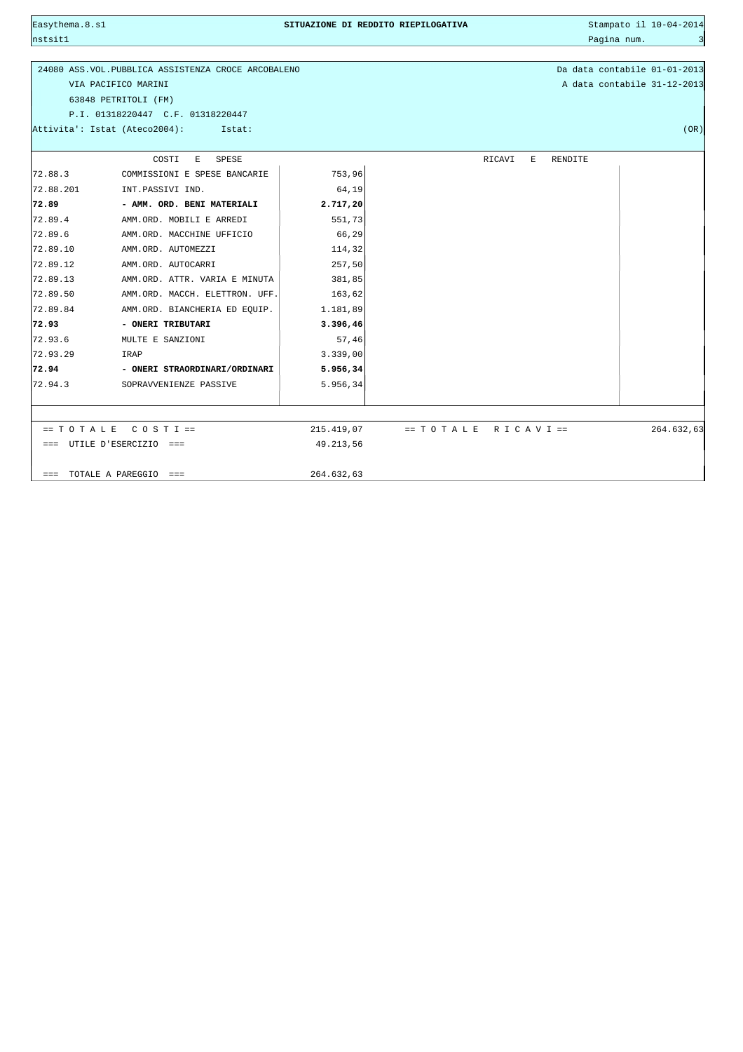24080 ASS.VOL.PUBBLICA ASSISTENZA CROCE ARCOBALENO
VIA PACIFICO MARINI
63848 PETRITOLI (FM)
P.I. 01318220447 C.F. 01318220447
Attivita': Istat (Ateco2004): Istat: (OR)

Da data contabile 01-01-2013
A data contabile 31-12-2013

| | COSTI E SPESE | | RICAVI E RENDITE | |
|---|---|---|---|---|
| 72.88.3 | COMMISSIONI E SPESE BANCARIE | 753,96 | | |
| 72.88.201 | INT.PASSIVI IND. | 64,19 | | |
| **72.89** | **- AMM. ORD. BENI MATERIALI** | **2.717,20** | | |
| 72.89.4 | AMM.ORD. MOBILI E ARREDI | 551,73 | | |
| 72.89.6 | AMM.ORD. MACCHINE UFFICIO | 66,29 | | |
| 72.89.10 | AMM.ORD. AUTOMEZZI | 114,32 | | |
| 72.89.12 | AMM.ORD. AUTOCARRI | 257,50 | | |
| 72.89.13 | AMM.ORD. ATTR. VARIA E MINUTA | 381,85 | | |
| 72.89.50 | AMM.ORD. MACCH. ELETTRON. UFF. | 163,62 | | |
| 72.89.84 | AMM.ORD. BIANCHERIA ED EQUIP. | 1.181,89 | | |
| **72.93** | **- ONERI TRIBUTARI** | **3.396,46** | | |
| 72.93.6 | MULTE E SANZIONI | 57,46 | | |
| 72.93.29 | IRAP | 3.339,00 | | |
| **72.94** | **- ONERI STRAORDINARI/ORDINARI** | **5.956,34** | | |
| 72.94.3 | SOPRAVVENIENZE PASSIVE | 5.956,34 | | |

| | | | |
|---|---|---|---|
| == T O T A L E C O S T I == | 215.419,07 | == T O T A L E R I C A V I == | 264.632,63 |
| === UTILE D'ESERCIZIO === | 49.213,56 | | |
| === TOTALE A PAREGGIO === | 264.632,63 | | |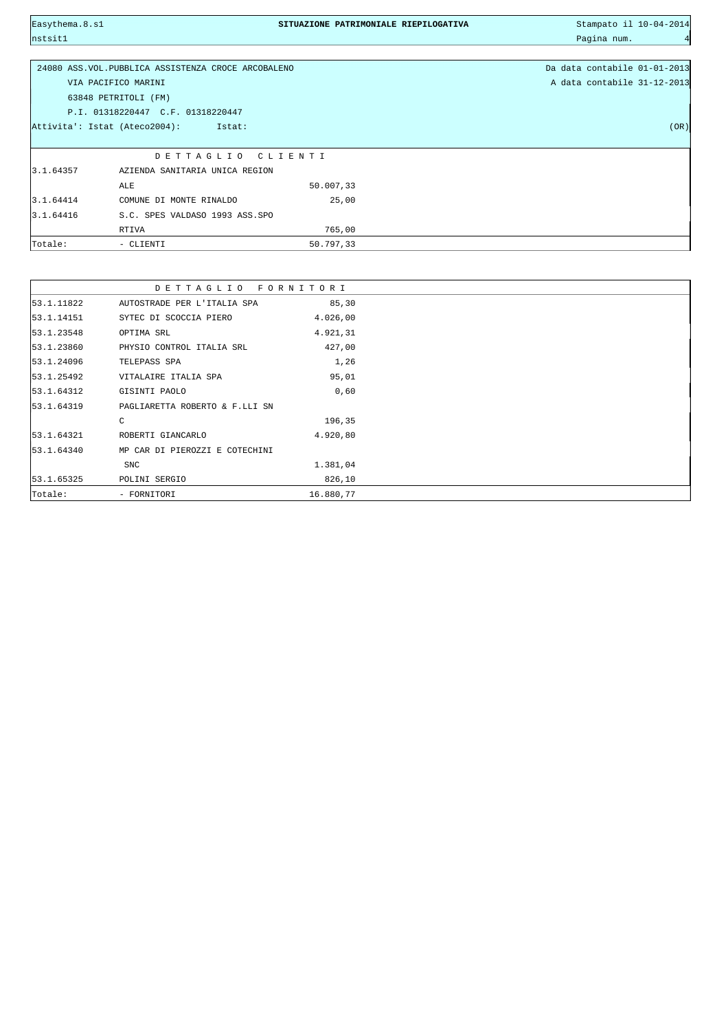24080 ASS.VOL.PUBBLICA ASSISTENZA CROCE ARCOBALENO
VIA PACIFICO MARINI
63848 PETRITOLI (FM)
P.I. 01318220447 C.F. 01318220447
Attivita': Istat (Ateco2004): Istat: (OR)

Da data contabile 01-01-2013
A data contabile 31-12-2013

## D E T T A G L I O   C L I E N T I

| | | |
|---|---|---|
| 3.1.64357 | AZIENDA SANITARIA UNICA REGIONALE | 50.007,33 |
| 3.1.64414 | COMUNE DI MONTE RINALDO | 25,00 |
| 3.1.64416 | S.C. SPES VALDASO 1993 ASS.SPORTIVA | 765,00 |
| Totale: | - CLIENTI | 50.797,33 |

## D E T T A G L I O   F O R N I T O R I

| | | |
|---|---|---|
| 53.1.11822 | AUTOSTRADE PER L'ITALIA SPA | 85,30 |
| 53.1.14151 | SYTEC DI SCOCCIA PIERO | 4.026,00 |
| 53.1.23548 | OPTIMA SRL | 4.921,31 |
| 53.1.23860 | PHYSIO CONTROL ITALIA SRL | 427,00 |
| 53.1.24096 | TELEPASS SPA | 1,26 |
| 53.1.25492 | VITALAIRE ITALIA SPA | 95,01 |
| 53.1.64312 | GISINTI PAOLO | 0,60 |
| 53.1.64319 | PAGLIARETTA ROBERTO & F.LLI SNC | 196,35 |
| 53.1.64321 | ROBERTI GIANCARLO | 4.920,80 |
| 53.1.64340 | MP CAR DI PIEROZZI E COTECHINI SNC | 1.381,04 |
| 53.1.65325 | POLINI SERGIO | 826,10 |
| Totale: | - FORNITORI | 16.880,77 |